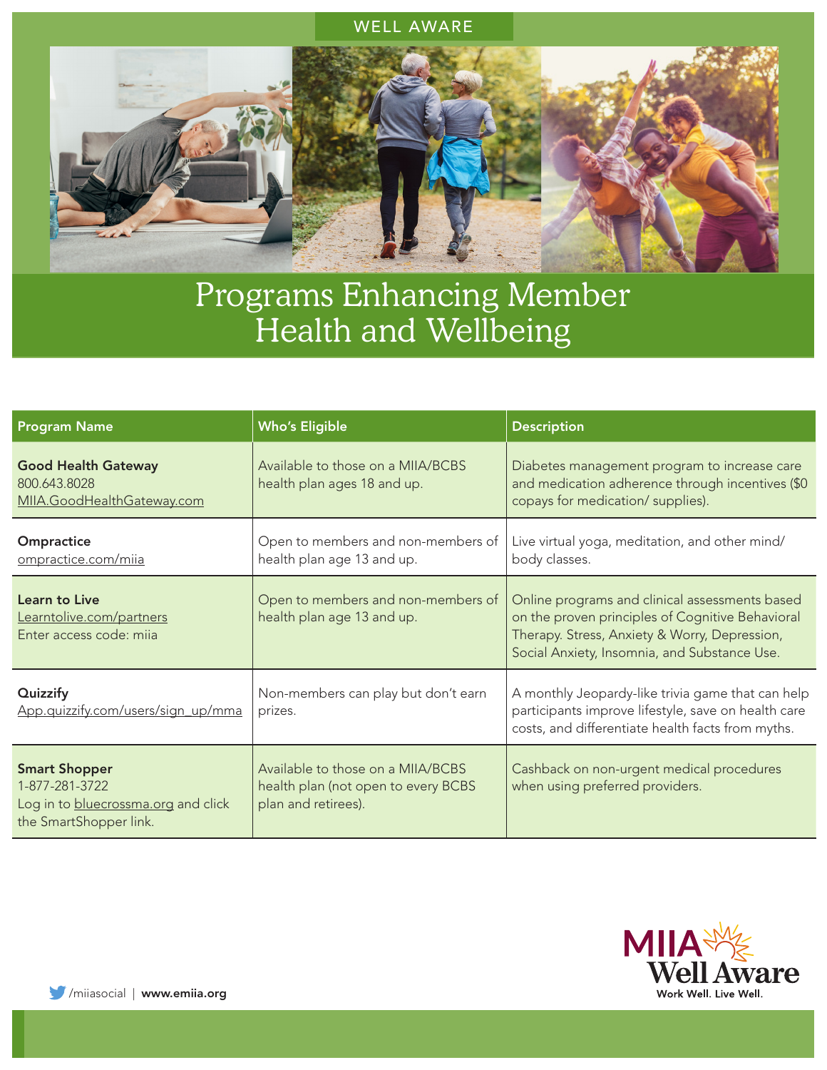WELL AWARE

# Programs Enhancing Member Health and Wellbeing

| Program Name | Who's Eligible | Description |
|---|---|---|
| **Good Health Gateway**<br>800.643.8028<br>MIIA.GoodHealthGateway.com | Available to those on a MIIA/BCBS health plan ages 18 and up. | Diabetes management program to increase care and medication adherence through incentives ($0 copays for medication/ supplies). |
| **Ompractice**<br>ompractice.com/miia | Open to members and non-members of health plan age 13 and up. | Live virtual yoga, meditation, and other mind/ body classes. |
| **Learn to Live**<br>Learntolive.com/partners<br>Enter access code: miia | Open to members and non-members of health plan age 13 and up. | Online programs and clinical assessments based on the proven principles of Cognitive Behavioral Therapy. Stress, Anxiety & Worry, Depression, Social Anxiety, Insomnia, and Substance Use. |
| **Quizzify**<br>App.quizzify.com/users/sign_up/mma | Non-members can play but don't earn prizes. | A monthly Jeopardy-like trivia game that can help participants improve lifestyle, save on health care costs, and differentiate health facts from myths. |
| **Smart Shopper**<br>1-877-281-3722<br>Log in to bluecrossma.org and click the SmartShopper link. | Available to those on a MIIA/BCBS health plan (not open to every BCBS plan and retirees). | Cashback on non-urgent medical procedures when using preferred providers. |

/miiasocial | **www.emiia.org**

MIIA Well Aware
Work Well. Live Well.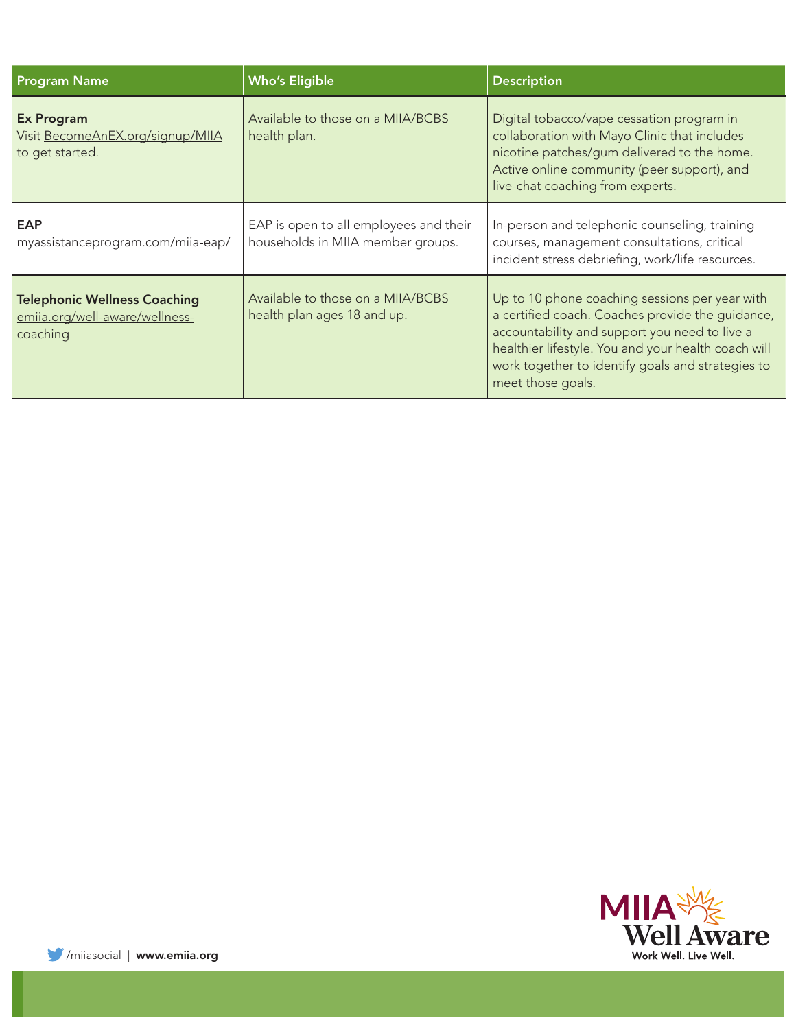| Program Name | Who's Eligible | Description |
|---|---|---|
| **Ex Program** Visit BecomeAnEX.org/signup/MIIA to get started. | Available to those on a MIIA/BCBS health plan. | Digital tobacco/vape cessation program in collaboration with Mayo Clinic that includes nicotine patches/gum delivered to the home. Active online community (peer support), and live-chat coaching from experts. |
| **EAP** myassistanceprogram.com/miia-eap/ | EAP is open to all employees and their households in MIIA member groups. | In-person and telephonic counseling, training courses, management consultations, critical incident stress debriefing, work/life resources. |
| **Telephonic Wellness Coaching** emiia.org/well-aware/wellness-coaching | Available to those on a MIIA/BCBS health plan ages 18 and up. | Up to 10 phone coaching sessions per year with a certified coach. Coaches provide the guidance, accountability and support you need to live a healthier lifestyle. You and your health coach will work together to identify goals and strategies to meet those goals. |

/miiasocial | **www.emiia.org**

MIIA Well Aware
Work Well. Live Well.